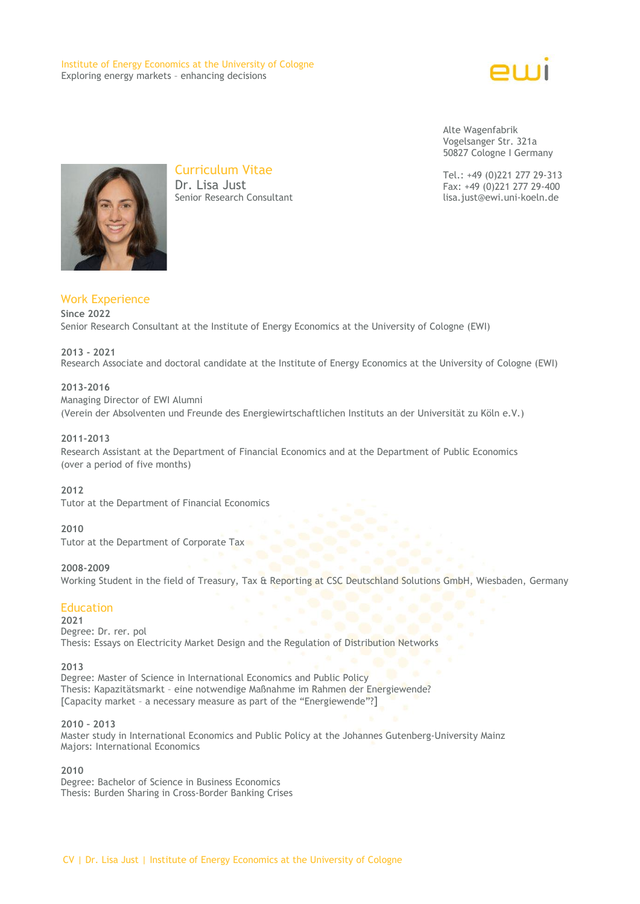Institute of Energy Economics at the University of Cologne
Exploring energy markets – enhancing decisions

Alte Wagenfabrik
Vogelsanger Str. 321a
50827 Cologne I Germany

Tel.: +49 (0)221 277 29-313
Fax: +49 (0)221 277 29-400
lisa.just@ewi.uni-koeln.de

# Curriculum Vitae

## Dr. Lisa Just

Senior Research Consultant

## Work Experience

**Since 2022**
Senior Research Consultant at the Institute of Energy Economics at the University of Cologne (EWI)

**2013 - 2021**
Research Associate and doctoral candidate at the Institute of Energy Economics at the University of Cologne (EWI)

**2013-2016**
Managing Director of EWI Alumni
(Verein der Absolventen und Freunde des Energiewirtschaftlichen Instituts an der Universität zu Köln e.V.)

**2011-2013**
Research Assistant at the Department of Financial Economics and at the Department of Public Economics
(over a period of five months)

**2012**
Tutor at the Department of Financial Economics

**2010**
Tutor at the Department of Corporate Tax

**2008-2009**
Working Student in the field of Treasury, Tax & Reporting at CSC Deutschland Solutions GmbH, Wiesbaden, Germany

## Education

**2021**
Degree: Dr. rer. pol
Thesis: Essays on Electricity Market Design and the Regulation of Distribution Networks

**2013**
Degree: Master of Science in International Economics and Public Policy
Thesis: Kapazitätsmarkt – eine notwendige Maßnahme im Rahmen der Energiewende?
[Capacity market – a necessary measure as part of the "Energiewende"?]

**2010 - 2013**
Master study in International Economics and Public Policy at the Johannes Gutenberg-University Mainz
Majors: International Economics

**2010**
Degree: Bachelor of Science in Business Economics
Thesis: Burden Sharing in Cross-Border Banking Crises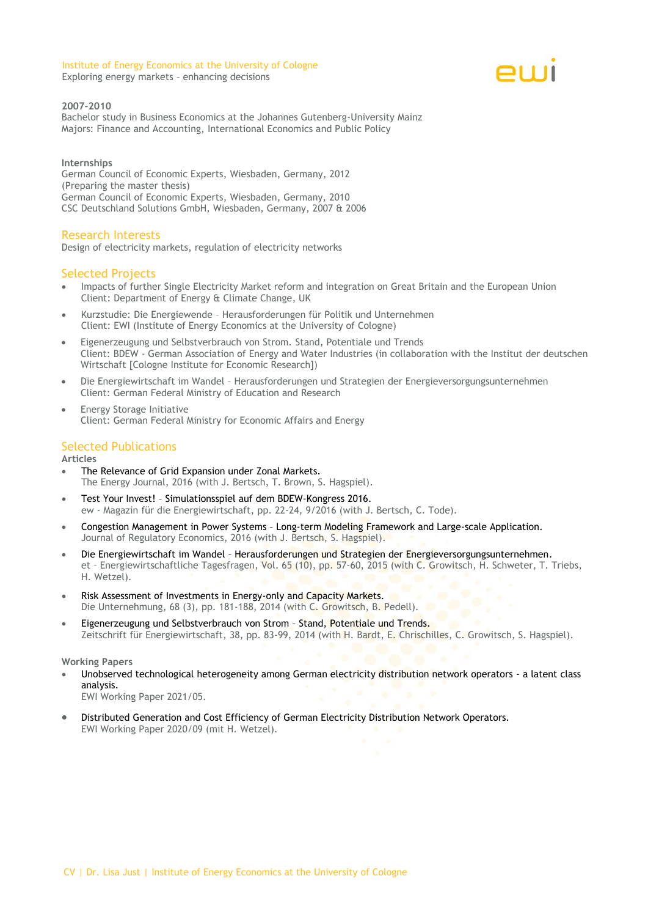2007-2010
Bachelor study in Business Economics at the Johannes Gutenberg-University Mainz
Majors: Finance and Accounting, International Economics and Public Policy

**Internships**
German Council of Economic Experts, Wiesbaden, Germany, 2012
(Preparing the master thesis)
German Council of Economic Experts, Wiesbaden, Germany, 2010
CSC Deutschland Solutions GmbH, Wiesbaden, Germany, 2007 & 2006

## Research Interests

Design of electricity markets, regulation of electricity networks

## Selected Projects

- Impacts of further Single Electricity Market reform and integration on Great Britain and the European Union
  Client: Department of Energy & Climate Change, UK
- Kurzstudie: Die Energiewende – Herausforderungen für Politik und Unternehmen
  Client: EWI (Institute of Energy Economics at the University of Cologne)
- Eigenerzeugung und Selbstverbrauch von Strom. Stand, Potentiale und Trends
  Client: BDEW - German Association of Energy and Water Industries (in collaboration with the Institut der deutschen Wirtschaft [Cologne Institute for Economic Research])
- Die Energiewirtschaft im Wandel – Herausforderungen und Strategien der Energieversorgungsunternehmen
  Client: German Federal Ministry of Education and Research
- Energy Storage Initiative
  Client: German Federal Ministry for Economic Affairs and Energy

## Selected Publications

### Articles

- The Relevance of Grid Expansion under Zonal Markets.
  The Energy Journal, 2016 (with J. Bertsch, T. Brown, S. Hagspiel).
- Test Your Invest! – Simulationsspiel auf dem BDEW-Kongress 2016.
  ew - Magazin für die Energiewirtschaft, pp. 22-24, 9/2016 (with J. Bertsch, C. Tode).
- Congestion Management in Power Systems – Long-term Modeling Framework and Large-scale Application.
  Journal of Regulatory Economics, 2016 (with J. Bertsch, S. Hagspiel).
- Die Energiewirtschaft im Wandel – Herausforderungen und Strategien der Energieversorgungsunternehmen.
  et – Energiewirtschaftliche Tagesfragen, Vol. 65 (10), pp. 57-60, 2015 (with C. Growitsch, H. Schweter, T. Triebs, H. Wetzel).
- Risk Assessment of Investments in Energy-only and Capacity Markets.
  Die Unternehmung, 68 (3), pp. 181-188, 2014 (with C. Growitsch, B. Pedell).
- Eigenerzeugung und Selbstverbrauch von Strom – Stand, Potentiale und Trends.
  Zeitschrift für Energiewirtschaft, 38, pp. 83-99, 2014 (with H. Bardt, E. Chrischilles, C. Growitsch, S. Hagspiel).

### Working Papers

- Unobserved technological heterogeneity among German electricity distribution network operators - a latent class analysis.
  EWI Working Paper 2021/05.
- Distributed Generation and Cost Efficiency of German Electricity Distribution Network Operators.
  EWI Working Paper 2020/09 (mit H. Wetzel).